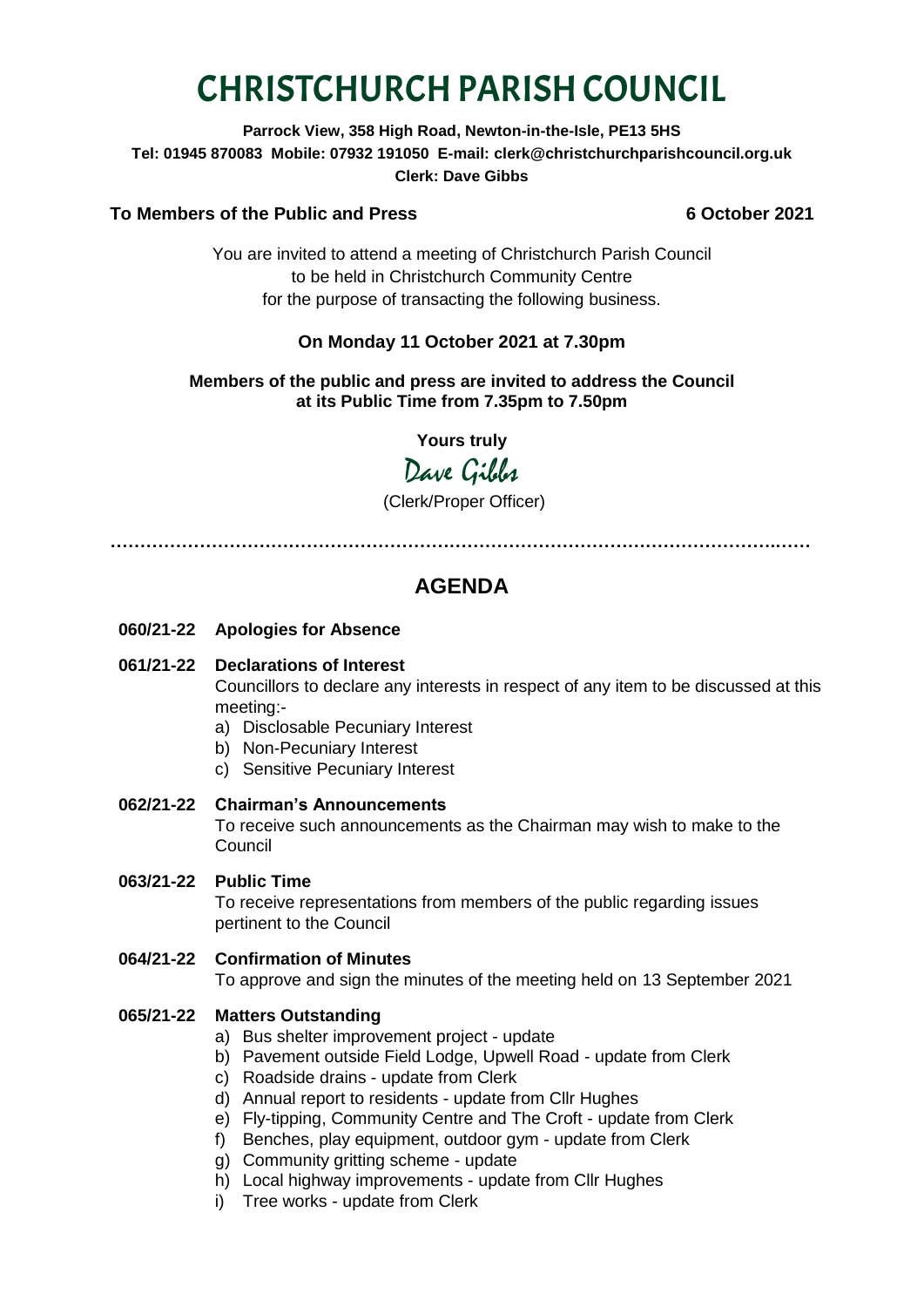# CHRISTCHURCH PARISH COUNCIL

**Parrock View, 358 High Road, Newton-in-the-Isle, PE13 5HS**
**Tel: 01945 870083 Mobile: 07932 191050 E-mail: clerk@christchurchparishcouncil.org.uk**
**Clerk: Dave Gibbs**

**To Members of the Public and Press** **6 October 2021**

You are invited to attend a meeting of Christchurch Parish Council to be held in Christchurch Community Centre for the purpose of transacting the following business.

**On Monday 11 October 2021 at 7.30pm**

**Members of the public and press are invited to address the Council at its Public Time from 7.35pm to 7.50pm**

**Yours truly**

Dave Gibbs

(Clerk/Proper Officer)

…………………………………………………………………………………………………………

## AGENDA

**060/21-22 Apologies for Absence**

**061/21-22 Declarations of Interest**
Councillors to declare any interests in respect of any item to be discussed at this meeting:-
a) Disclosable Pecuniary Interest
b) Non-Pecuniary Interest
c) Sensitive Pecuniary Interest

**062/21-22 Chairman's Announcements**
To receive such announcements as the Chairman may wish to make to the Council

**063/21-22 Public Time**
To receive representations from members of the public regarding issues pertinent to the Council

**064/21-22 Confirmation of Minutes**
To approve and sign the minutes of the meeting held on 13 September 2021

**065/21-22 Matters Outstanding**
a) Bus shelter improvement project - update
b) Pavement outside Field Lodge, Upwell Road - update from Clerk
c) Roadside drains - update from Clerk
d) Annual report to residents - update from Cllr Hughes
e) Fly-tipping, Community Centre and The Croft - update from Clerk
f) Benches, play equipment, outdoor gym - update from Clerk
g) Community gritting scheme - update
h) Local highway improvements - update from Cllr Hughes
i) Tree works - update from Clerk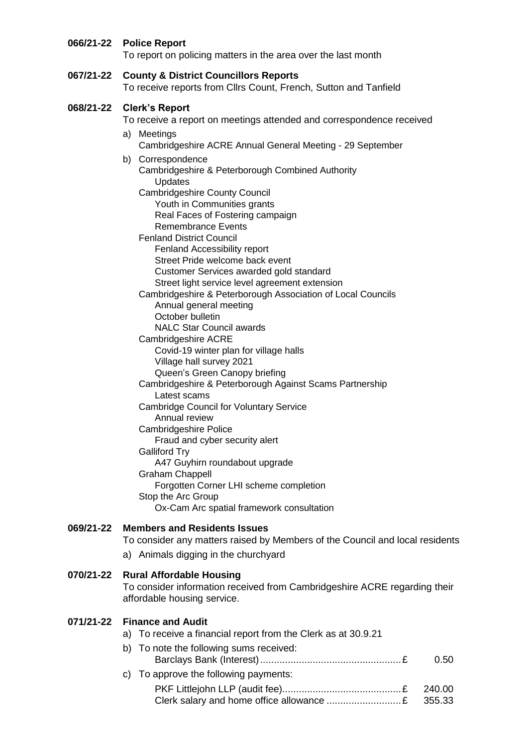**066/21-22 Police Report**

To report on policing matters in the area over the last month

**067/21-22 County & District Councillors Reports**

To receive reports from Cllrs Count, French, Sutton and Tanfield

**068/21-22 Clerk's Report**

To receive a report on meetings attended and correspondence received

a) Meetings
   - Cambridgeshire ACRE Annual General Meeting - 29 September

b) Correspondence
   - Cambridgeshire & Peterborough Combined Authority
     - Updates
   - Cambridgeshire County Council
     - Youth in Communities grants
     - Real Faces of Fostering campaign
     - Remembrance Events
   - Fenland District Council
     - Fenland Accessibility report
     - Street Pride welcome back event
     - Customer Services awarded gold standard
     - Street light service level agreement extension
   - Cambridgeshire & Peterborough Association of Local Councils
     - Annual general meeting
     - October bulletin
     - NALC Star Council awards
   - Cambridgeshire ACRE
     - Covid-19 winter plan for village halls
     - Village hall survey 2021
     - Queen's Green Canopy briefing
   - Cambridgeshire & Peterborough Against Scams Partnership
     - Latest scams
   - Cambridge Council for Voluntary Service
     - Annual review
   - Cambridgeshire Police
     - Fraud and cyber security alert
   - Galliford Try
     - A47 Guyhirn roundabout upgrade
   - Graham Chappell
     - Forgotten Corner LHI scheme completion
   - Stop the Arc Group
     - Ox-Cam Arc spatial framework consultation

**069/21-22 Members and Residents Issues**

To consider any matters raised by Members of the Council and local residents

a) Animals digging in the churchyard

**070/21-22 Rural Affordable Housing**

To consider information received from Cambridgeshire ACRE regarding their affordable housing service.

**071/21-22 Finance and Audit**

a) To receive a financial report from the Clerk as at 30.9.21

b) To note the following sums received:

| | | |
|---|---|---|
| Barclays Bank (Interest) | £ | 0.50 |

c) To approve the following payments:

| | | |
|---|---|---|
| PKF Littlejohn LLP (audit fee) | £ | 240.00 |
| Clerk salary and home office allowance | £ | 355.33 |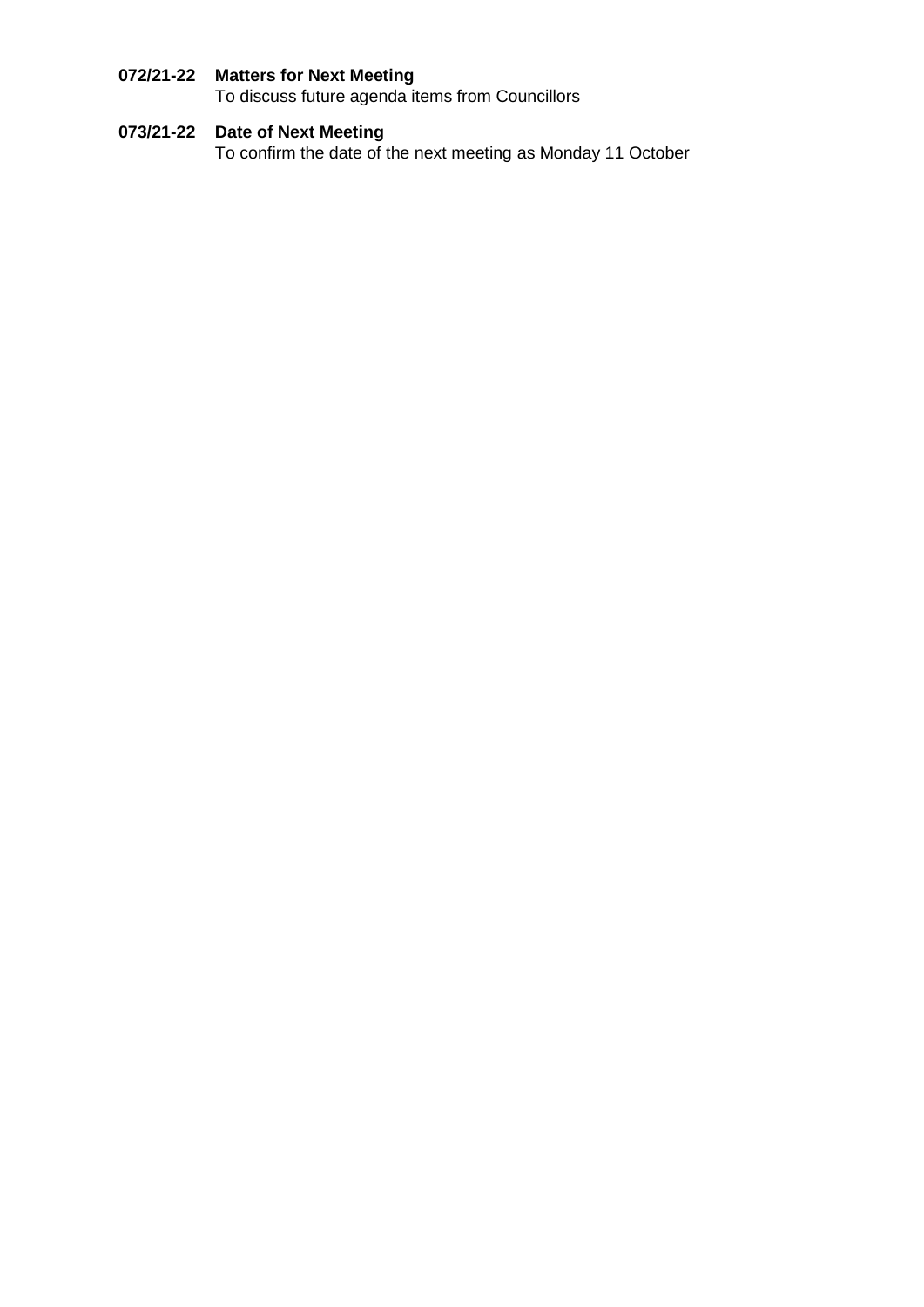**072/21-22 Matters for Next Meeting**
To discuss future agenda items from Councillors

**073/21-22 Date of Next Meeting**
To confirm the date of the next meeting as Monday 11 October